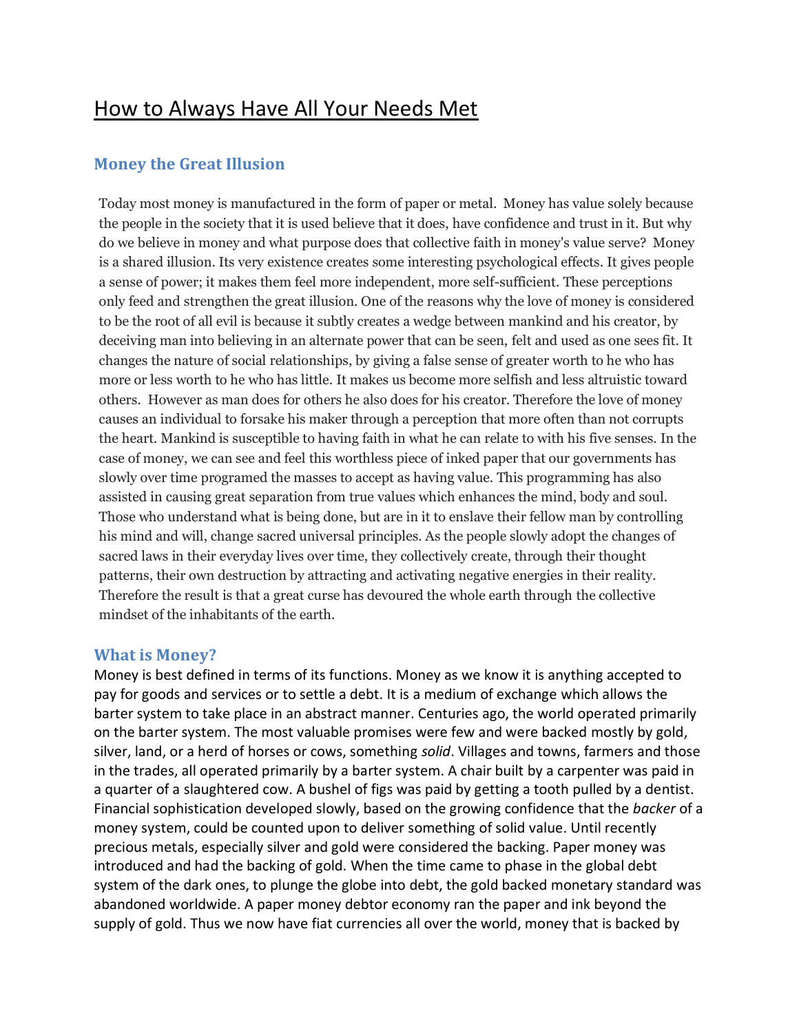# How to Always Have All Your Needs Met

## Money the Great Illusion

Today most money is manufactured in the form of paper or metal. Money has value solely because the people in the society that it is used believe that it does, have confidence and trust in it. But why do we believe in money and what purpose does that collective faith in money's value serve? Money is a shared illusion. Its very existence creates some interesting psychological effects. It gives people a sense of power; it makes them feel more independent, more self-sufficient. These perceptions only feed and strengthen the great illusion. One of the reasons why the love of money is considered to be the root of all evil is because it subtly creates a wedge between mankind and his creator, by deceiving man into believing in an alternate power that can be seen, felt and used as one sees fit. It changes the nature of social relationships, by giving a false sense of greater worth to he who has more or less worth to he who has little. It makes us become more selfish and less altruistic toward others. However as man does for others he also does for his creator. Therefore the love of money causes an individual to forsake his maker through a perception that more often than not corrupts the heart. Mankind is susceptible to having faith in what he can relate to with his five senses. In the case of money, we can see and feel this worthless piece of inked paper that our governments has slowly over time programed the masses to accept as having value. This programming has also assisted in causing great separation from true values which enhances the mind, body and soul. Those who understand what is being done, but are in it to enslave their fellow man by controlling his mind and will, change sacred universal principles. As the people slowly adopt the changes of sacred laws in their everyday lives over time, they collectively create, through their thought patterns, their own destruction by attracting and activating negative energies in their reality. Therefore the result is that a great curse has devoured the whole earth through the collective mindset of the inhabitants of the earth.

## What is Money?

Money is best defined in terms of its functions. Money as we know it is anything accepted to pay for goods and services or to settle a debt. It is a medium of exchange which allows the barter system to take place in an abstract manner. Centuries ago, the world operated primarily on the barter system. The most valuable promises were few and were backed mostly by gold, silver, land, or a herd of horses or cows, something *solid*. Villages and towns, farmers and those in the trades, all operated primarily by a barter system. A chair built by a carpenter was paid in a quarter of a slaughtered cow. A bushel of figs was paid by getting a tooth pulled by a dentist. Financial sophistication developed slowly, based on the growing confidence that the *backer* of a money system, could be counted upon to deliver something of solid value. Until recently precious metals, especially silver and gold were considered the backing. Paper money was introduced and had the backing of gold. When the time came to phase in the global debt system of the dark ones, to plunge the globe into debt, the gold backed monetary standard was abandoned worldwide. A paper money debtor economy ran the paper and ink beyond the supply of gold. Thus we now have fiat currencies all over the world, money that is backed by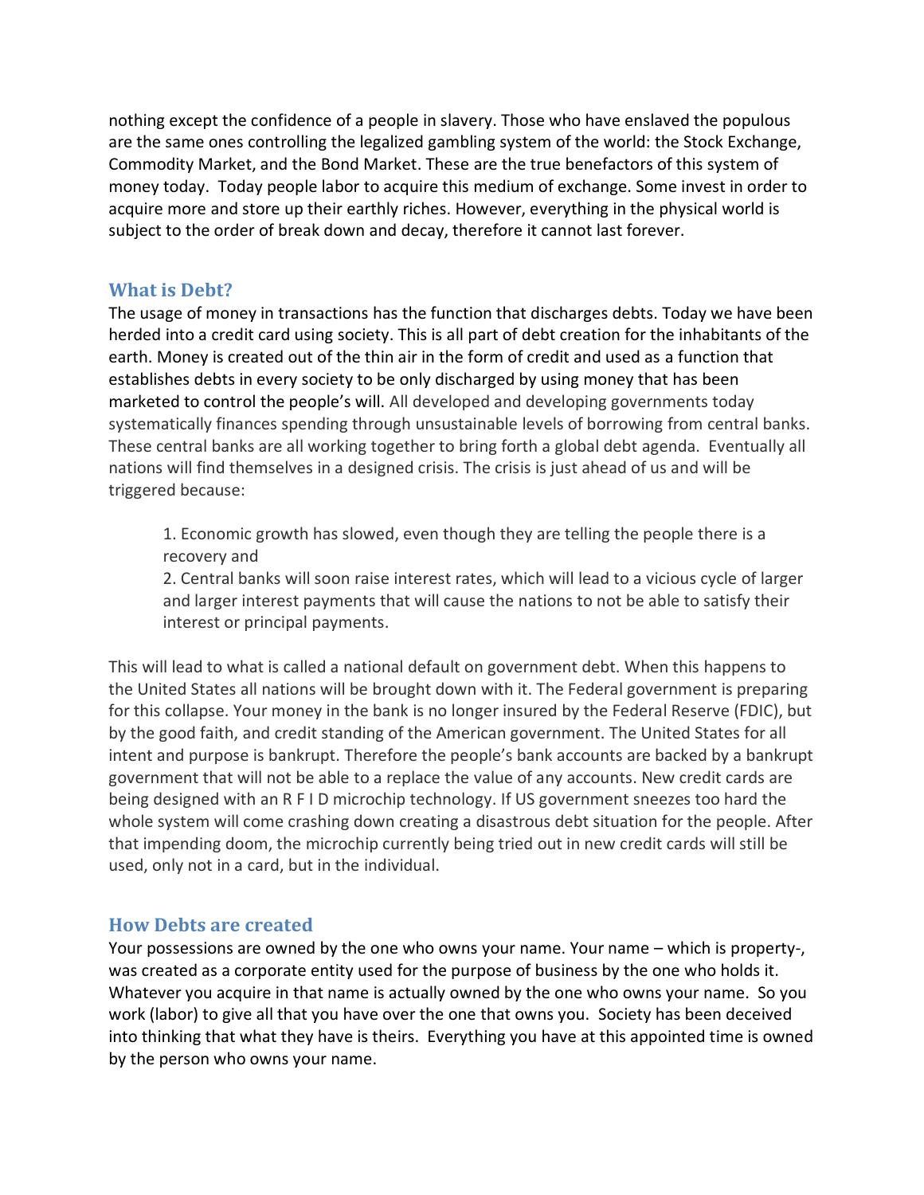nothing except the confidence of a people in slavery. Those who have enslaved the populous are the same ones controlling the legalized gambling system of the world: the Stock Exchange, Commodity Market, and the Bond Market. These are the true benefactors of this system of money today. Today people labor to acquire this medium of exchange. Some invest in order to acquire more and store up their earthly riches. However, everything in the physical world is subject to the order of break down and decay, therefore it cannot last forever.

## What is Debt?

The usage of money in transactions has the function that discharges debts. Today we have been herded into a credit card using society. This is all part of debt creation for the inhabitants of the earth. Money is created out of the thin air in the form of credit and used as a function that establishes debts in every society to be only discharged by using money that has been marketed to control the people's will. All developed and developing governments today systematically finances spending through unsustainable levels of borrowing from central banks. These central banks are all working together to bring forth a global debt agenda. Eventually all nations will find themselves in a designed crisis. The crisis is just ahead of us and will be triggered because:

> 1. Economic growth has slowed, even though they are telling the people there is a recovery and
> 2. Central banks will soon raise interest rates, which will lead to a vicious cycle of larger and larger interest payments that will cause the nations to not be able to satisfy their interest or principal payments.

This will lead to what is called a national default on government debt. When this happens to the United States all nations will be brought down with it. The Federal government is preparing for this collapse. Your money in the bank is no longer insured by the Federal Reserve (FDIC), but by the good faith, and credit standing of the American government. The United States for all intent and purpose is bankrupt. Therefore the people's bank accounts are backed by a bankrupt government that will not be able to a replace the value of any accounts. New credit cards are being designed with an R F I D microchip technology. If US government sneezes too hard the whole system will come crashing down creating a disastrous debt situation for the people. After that impending doom, the microchip currently being tried out in new credit cards will still be used, only not in a card, but in the individual.

## How Debts are created

Your possessions are owned by the one who owns your name. Your name – which is property-, was created as a corporate entity used for the purpose of business by the one who holds it. Whatever you acquire in that name is actually owned by the one who owns your name. So you work (labor) to give all that you have over the one that owns you. Society has been deceived into thinking that what they have is theirs. Everything you have at this appointed time is owned by the person who owns your name.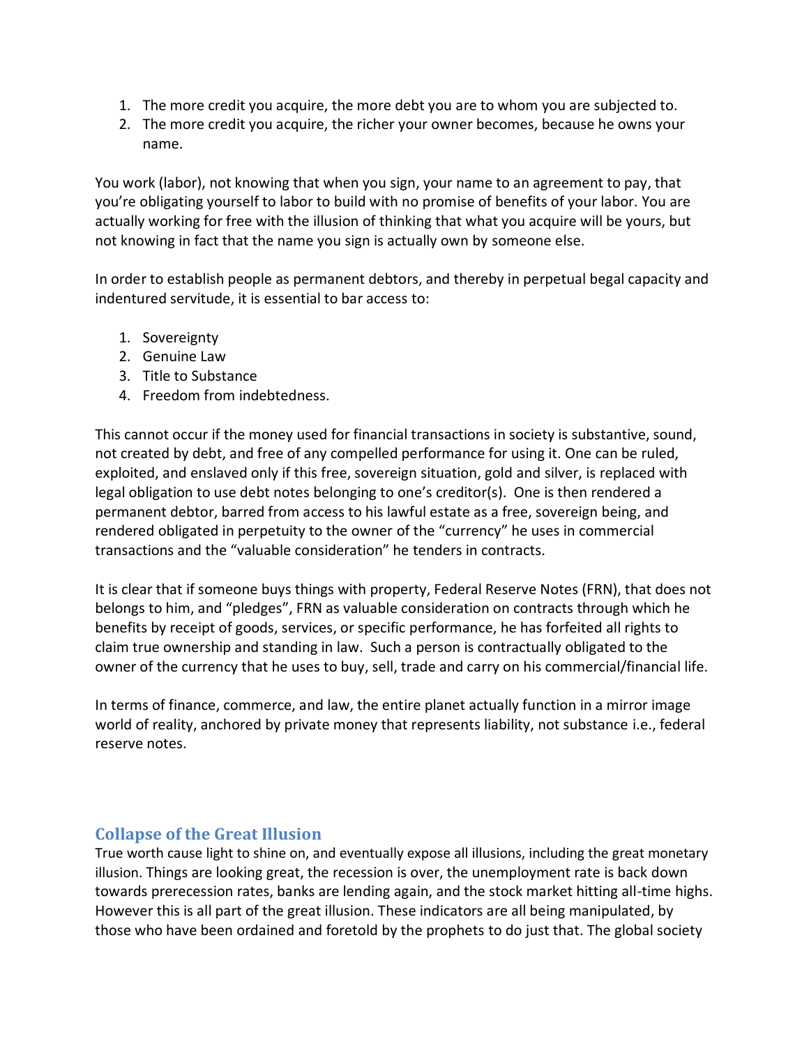1. The more credit you acquire, the more debt you are to whom you are subjected to.
2. The more credit you acquire, the richer your owner becomes, because he owns your name.

You work (labor), not knowing that when you sign, your name to an agreement to pay, that you're obligating yourself to labor to build with no promise of benefits of your labor. You are actually working for free with the illusion of thinking that what you acquire will be yours, but not knowing in fact that the name you sign is actually own by someone else.

In order to establish people as permanent debtors, and thereby in perpetual begal capacity and indentured servitude, it is essential to bar access to:

1. Sovereignty
2. Genuine Law
3. Title to Substance
4. Freedom from indebtedness.

This cannot occur if the money used for financial transactions in society is substantive, sound, not created by debt, and free of any compelled performance for using it. One can be ruled, exploited, and enslaved only if this free, sovereign situation, gold and silver, is replaced with legal obligation to use debt notes belonging to one's creditor(s). One is then rendered a permanent debtor, barred from access to his lawful estate as a free, sovereign being, and rendered obligated in perpetuity to the owner of the "currency" he uses in commercial transactions and the "valuable consideration" he tenders in contracts.

It is clear that if someone buys things with property, Federal Reserve Notes (FRN), that does not belongs to him, and "pledges", FRN as valuable consideration on contracts through which he benefits by receipt of goods, services, or specific performance, he has forfeited all rights to claim true ownership and standing in law. Such a person is contractually obligated to the owner of the currency that he uses to buy, sell, trade and carry on his commercial/financial life.

In terms of finance, commerce, and law, the entire planet actually function in a mirror image world of reality, anchored by private money that represents liability, not substance i.e., federal reserve notes.

## Collapse of the Great Illusion

True worth cause light to shine on, and eventually expose all illusions, including the great monetary illusion. Things are looking great, the recession is over, the unemployment rate is back down towards prerecession rates, banks are lending again, and the stock market hitting all-time highs. However this is all part of the great illusion. These indicators are all being manipulated, by those who have been ordained and foretold by the prophets to do just that. The global society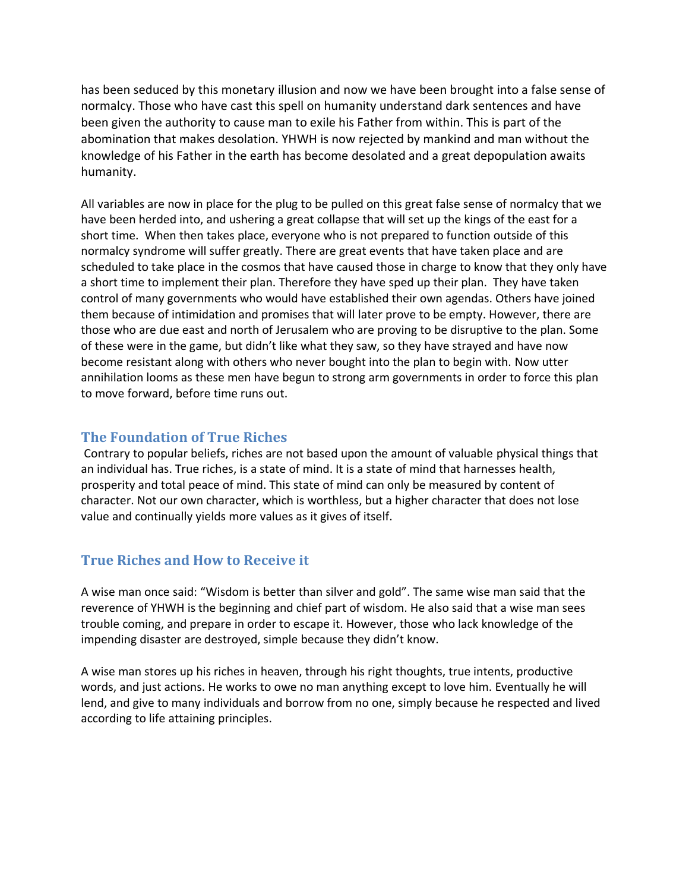has been seduced by this monetary illusion and now we have been brought into a false sense of normalcy. Those who have cast this spell on humanity understand dark sentences and have been given the authority to cause man to exile his Father from within. This is part of the abomination that makes desolation. YHWH is now rejected by mankind and man without the knowledge of his Father in the earth has become desolated and a great depopulation awaits humanity.

All variables are now in place for the plug to be pulled on this great false sense of normalcy that we have been herded into, and ushering a great collapse that will set up the kings of the east for a short time. When then takes place, everyone who is not prepared to function outside of this normalcy syndrome will suffer greatly. There are great events that have taken place and are scheduled to take place in the cosmos that have caused those in charge to know that they only have a short time to implement their plan. Therefore they have sped up their plan. They have taken control of many governments who would have established their own agendas. Others have joined them because of intimidation and promises that will later prove to be empty. However, there are those who are due east and north of Jerusalem who are proving to be disruptive to the plan. Some of these were in the game, but didn't like what they saw, so they have strayed and have now become resistant along with others who never bought into the plan to begin with. Now utter annihilation looms as these men have begun to strong arm governments in order to force this plan to move forward, before time runs out.

## The Foundation of True Riches

Contrary to popular beliefs, riches are not based upon the amount of valuable physical things that an individual has. True riches, is a state of mind. It is a state of mind that harnesses health, prosperity and total peace of mind. This state of mind can only be measured by content of character. Not our own character, which is worthless, but a higher character that does not lose value and continually yields more values as it gives of itself.

## True Riches and How to Receive it

A wise man once said: "Wisdom is better than silver and gold". The same wise man said that the reverence of YHWH is the beginning and chief part of wisdom. He also said that a wise man sees trouble coming, and prepare in order to escape it. However, those who lack knowledge of the impending disaster are destroyed, simple because they didn't know.

A wise man stores up his riches in heaven, through his right thoughts, true intents, productive words, and just actions. He works to owe no man anything except to love him. Eventually he will lend, and give to many individuals and borrow from no one, simply because he respected and lived according to life attaining principles.